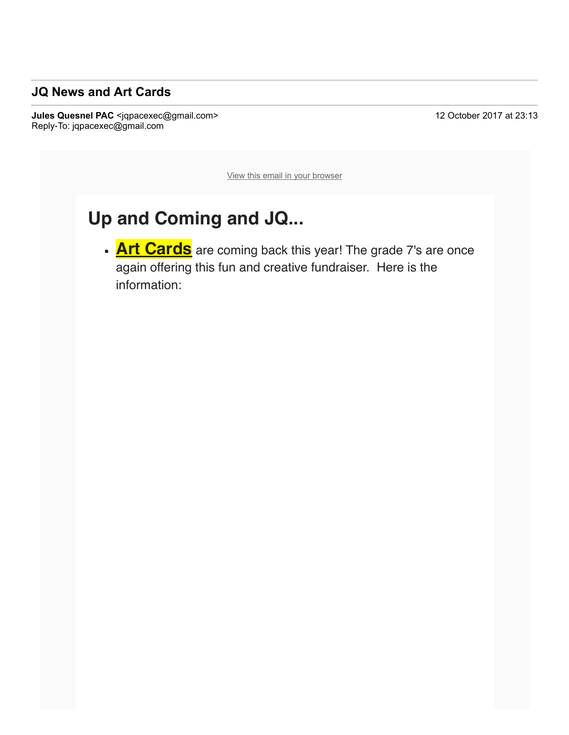## JQ News and Art Cards

**Jules Quesnel PAC** <jqpacexec@gmail.com>
Reply-To: jqpacexec@gmail.com

12 October 2017 at 23:13

View this email in your browser

# Up and Coming and JQ...

- **Art Cards** are coming back this year! The grade 7's are once again offering this fun and creative fundraiser. Here is the information: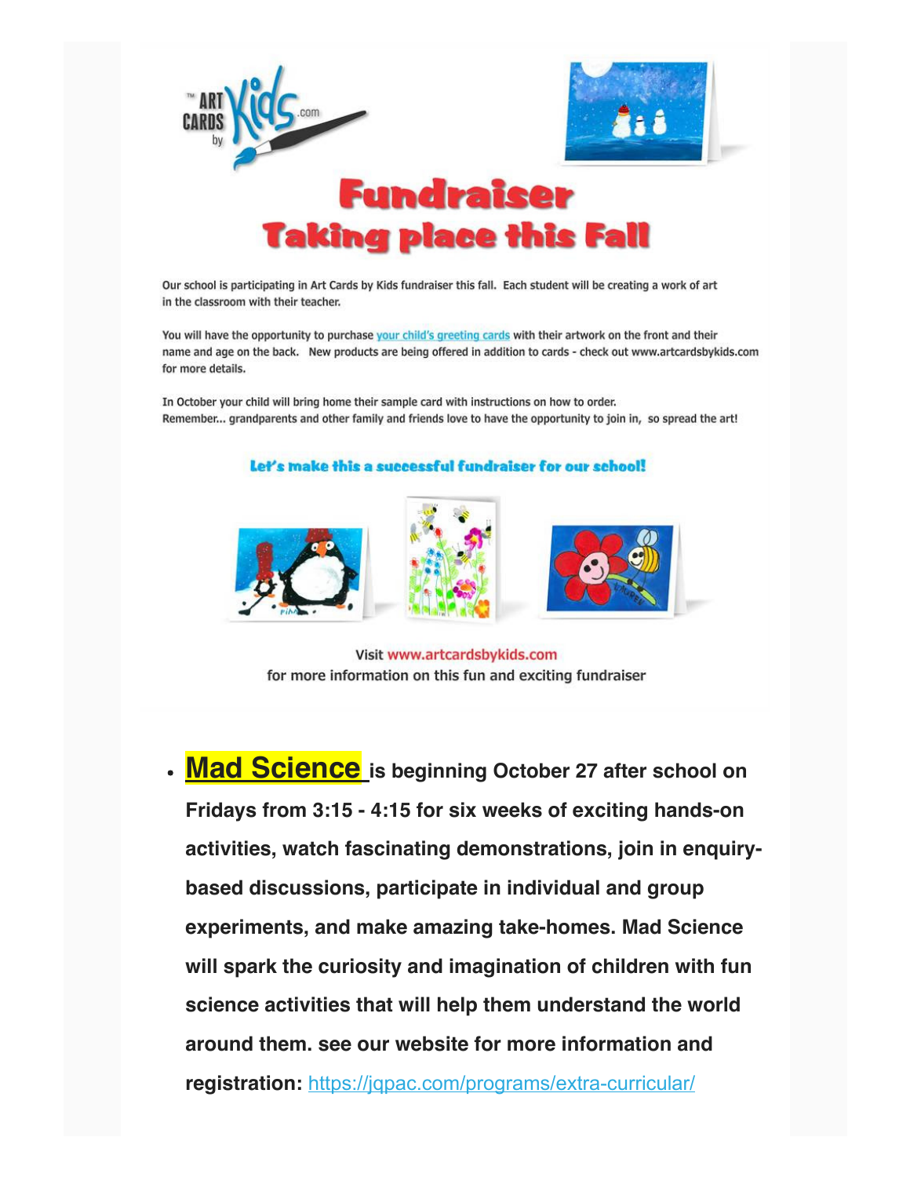ART CARDS by Kids.com

# Fundraiser
## Taking place this Fall

Our school is participating in Art Cards by Kids fundraiser this fall. Each student will be creating a work of art in the classroom with their teacher.

You will have the opportunity to purchase your child's greeting cards with their artwork on the front and their name and age on the back. New products are being offered in addition to cards - check out www.artcardsbykids.com for more details.

In October your child will bring home their sample card with instructions on how to order.
Remember... grandparents and other family and friends love to have the opportunity to join in, so spread the art!

**Let's make this a successful fundraiser for our school!**

Visit www.artcardsbykids.com
for more information on this fun and exciting fundraiser

- **Mad Science is beginning October 27 after school on Fridays from 3:15 - 4:15 for six weeks of exciting hands-on activities, watch fascinating demonstrations, join in enquiry-based discussions, participate in individual and group experiments, and make amazing take-homes. Mad Science will spark the curiosity and imagination of children with fun science activities that will help them understand the world around them. see our website for more information and registration:** https://jqpac.com/programs/extra-curricular/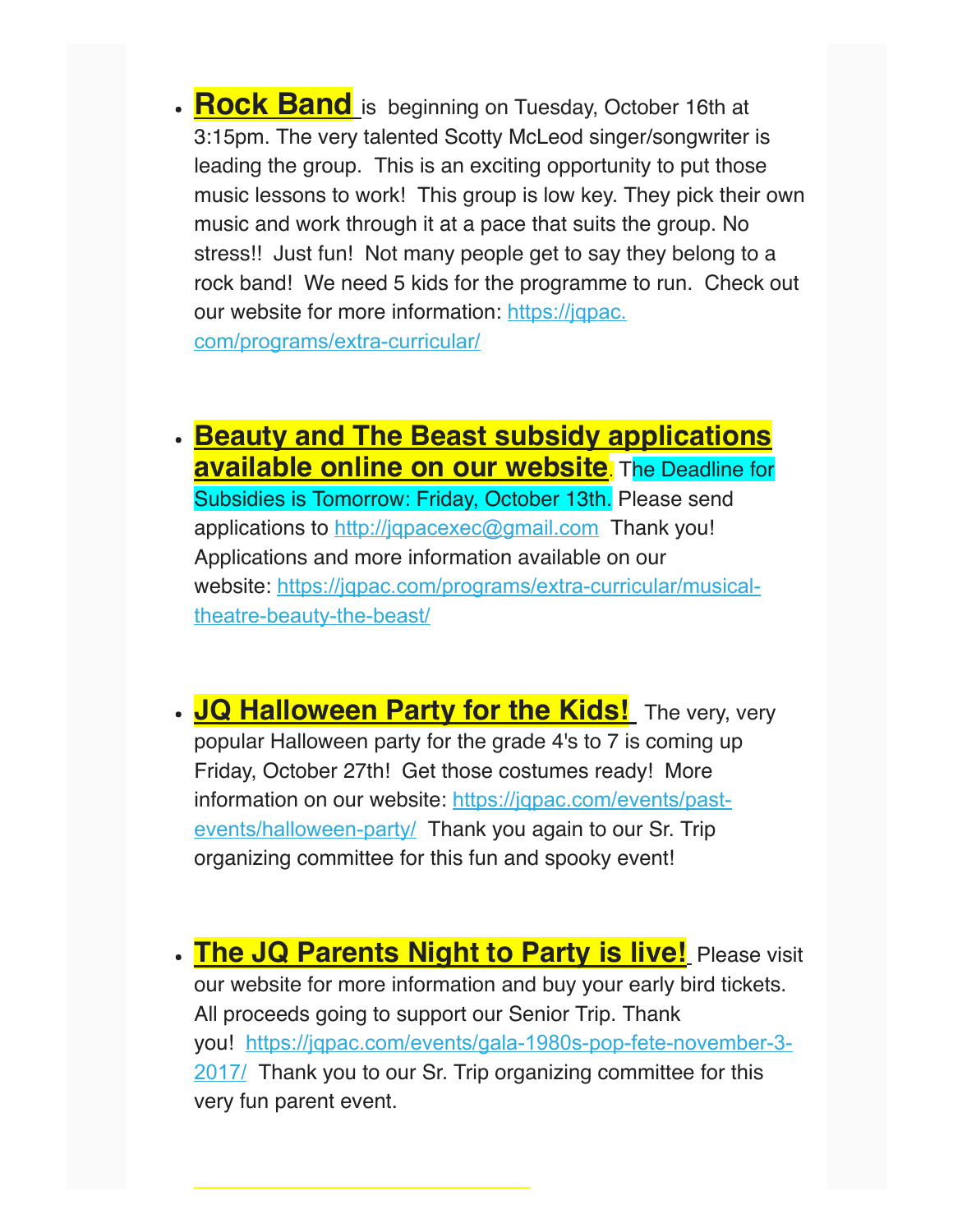- **Rock Band** is beginning on Tuesday, October 16th at 3:15pm. The very talented Scotty McLeod singer/songwriter is leading the group. This is an exciting opportunity to put those music lessons to work! This group is low key. They pick their own music and work through it at a pace that suits the group. No stress!! Just fun! Not many people get to say they belong to a rock band! We need 5 kids for the programme to run. Check out our website for more information: [https://jqpac.com/programs/extra-curricular/](https://jqpac.com/programs/extra-curricular/)

- **Beauty and The Beast subsidy applications available online on our website**. The Deadline for Subsidies is Tomorrow: Friday, October 13th. Please send applications to [http://jqpacexec@gmail.com](http://jqpacexec@gmail.com) Thank you! Applications and more information available on our website: [https://jqpac.com/programs/extra-curricular/musical-theatre-beauty-the-beast/](https://jqpac.com/programs/extra-curricular/musical-theatre-beauty-the-beast/)

- **JQ Halloween Party for the Kids!** The very, very popular Halloween party for the grade 4's to 7 is coming up Friday, October 27th! Get those costumes ready! More information on our website: [https://jqpac.com/events/past-events/halloween-party/](https://jqpac.com/events/past-events/halloween-party/) Thank you again to our Sr. Trip organizing committee for this fun and spooky event!

- **The JQ Parents Night to Party is live!** Please visit our website for more information and buy your early bird tickets. All proceeds going to support our Senior Trip. Thank you! [https://jqpac.com/events/gala-1980s-pop-fete-november-3-2017/](https://jqpac.com/events/gala-1980s-pop-fete-november-3-2017/) Thank you to our Sr. Trip organizing committee for this very fun parent event.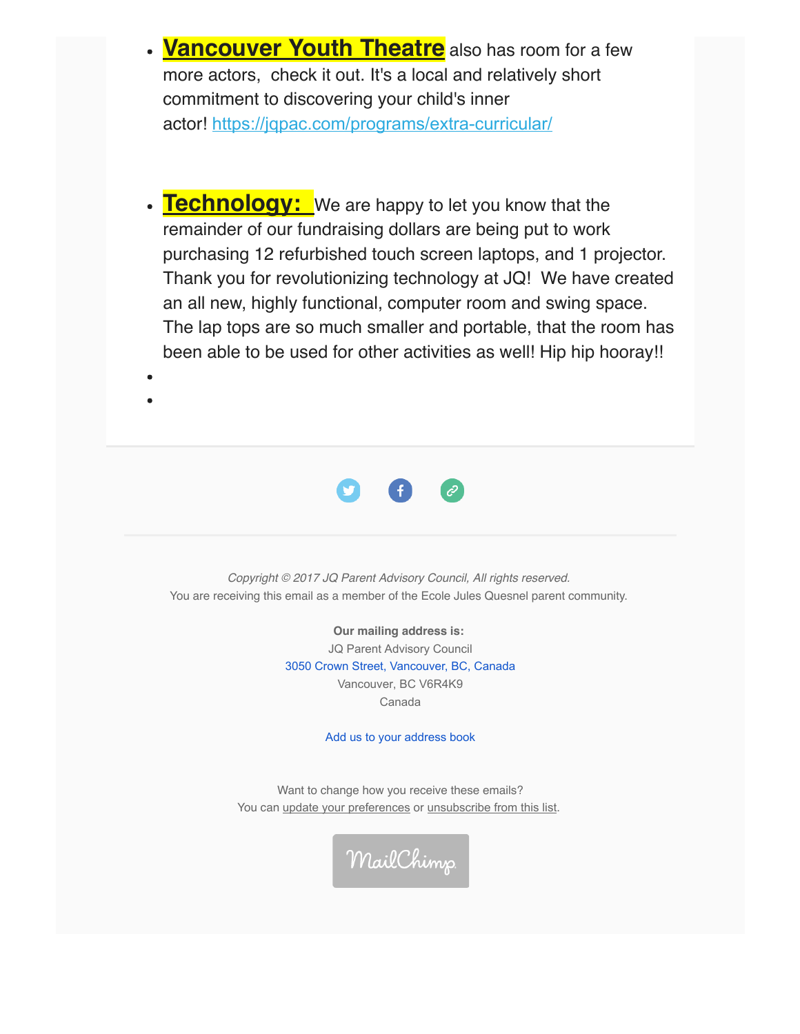- **Vancouver Youth Theatre** also has room for a few more actors,  check it out. It's a local and relatively short commitment to discovering your child's inner actor! https://jqpac.com/programs/extra-curricular/

- **Technology:** We are happy to let you know that the remainder of our fundraising dollars are being put to work purchasing 12 refurbished touch screen laptops, and 1 projector. Thank you for revolutionizing technology at JQ!  We have created an all new, highly functional, computer room and swing space. The lap tops are so much smaller and portable, that the room has been able to be used for other activities as well! Hip hip hooray!!

---

*Copyright © 2017 JQ Parent Advisory Council, All rights reserved.*
You are receiving this email as a member of the Ecole Jules Quesnel parent community.

**Our mailing address is:**
JQ Parent Advisory Council
3050 Crown Street, Vancouver, BC, Canada
Vancouver, BC V6R4K9
Canada

Add us to your address book

Want to change how you receive these emails?
You can update your preferences or unsubscribe from this list.

MailChimp